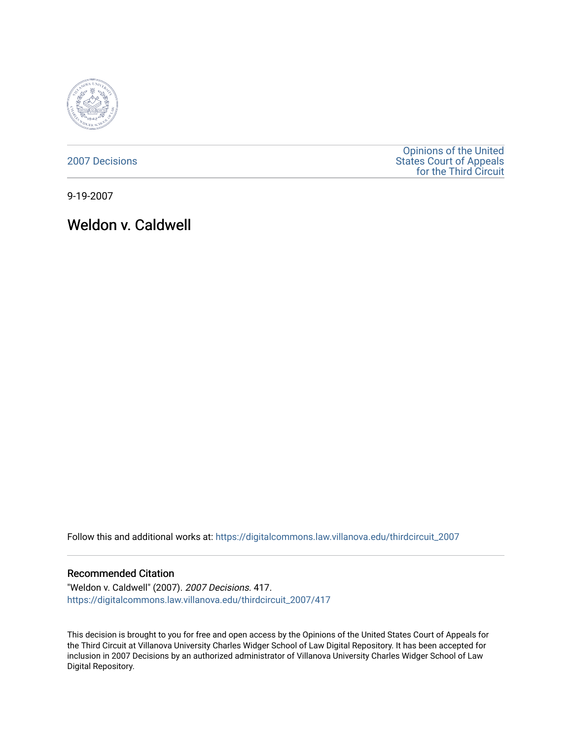2007 Decisions

Opinions of the United States Court of Appeals for the Third Circuit

9-19-2007

# Weldon v. Caldwell

Follow this and additional works at: https://digitalcommons.law.villanova.edu/thirdcircuit_2007

## Recommended Citation

"Weldon v. Caldwell" (2007). *2007 Decisions*. 417.
https://digitalcommons.law.villanova.edu/thirdcircuit_2007/417

This decision is brought to you for free and open access by the Opinions of the United States Court of Appeals for the Third Circuit at Villanova University Charles Widger School of Law Digital Repository. It has been accepted for inclusion in 2007 Decisions by an authorized administrator of Villanova University Charles Widger School of Law Digital Repository.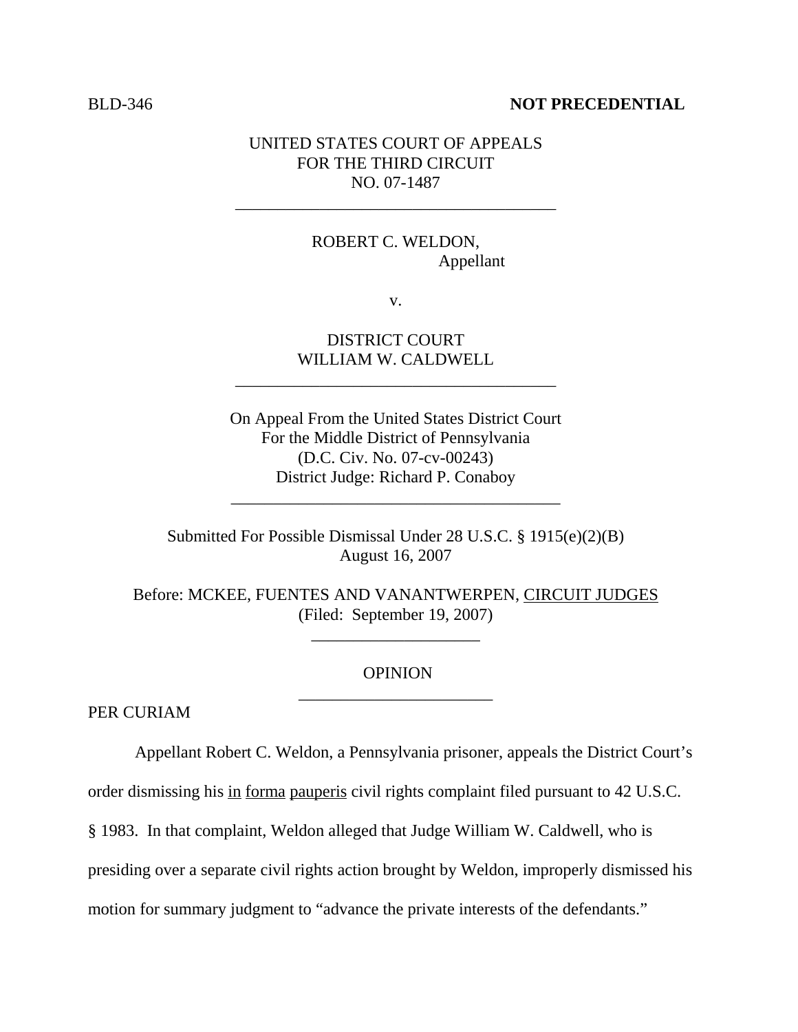BLD-346 **NOT PRECEDENTIAL**

UNITED STATES COURT OF APPEALS
FOR THE THIRD CIRCUIT
NO. 07-1487

---

ROBERT C. WELDON,
Appellant

v.

DISTRICT COURT
WILLIAM W. CALDWELL

---

On Appeal From the United States District Court
For the Middle District of Pennsylvania
(D.C. Civ. No. 07-cv-00243)
District Judge: Richard P. Conaboy

---

Submitted For Possible Dismissal Under 28 U.S.C. § 1915(e)(2)(B)
August 16, 2007

Before: MCKEE, FUENTES AND VANANTWERPEN, CIRCUIT JUDGES
(Filed: September 19, 2007)

---

OPINION

---

PER CURIAM

Appellant Robert C. Weldon, a Pennsylvania prisoner, appeals the District Court's order dismissing his in forma pauperis civil rights complaint filed pursuant to 42 U.S.C. § 1983. In that complaint, Weldon alleged that Judge William W. Caldwell, who is presiding over a separate civil rights action brought by Weldon, improperly dismissed his motion for summary judgment to "advance the private interests of the defendants."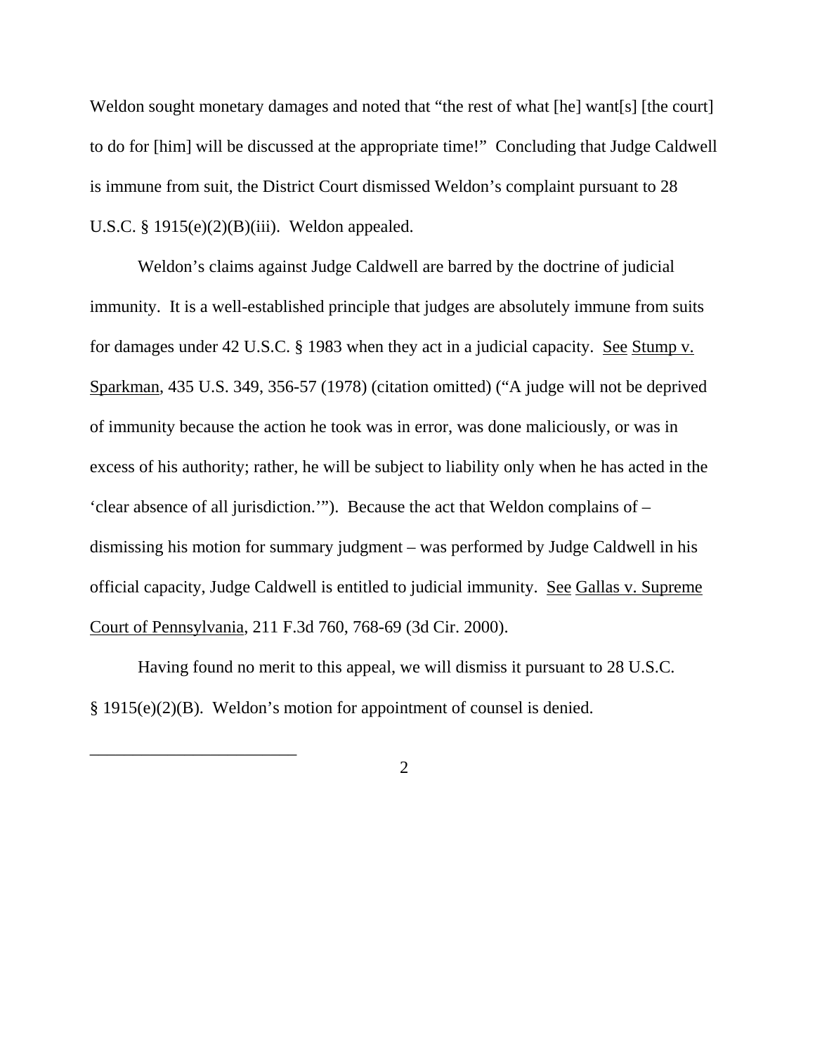Weldon sought monetary damages and noted that "the rest of what [he] want[s] [the court] to do for [him] will be discussed at the appropriate time!" Concluding that Judge Caldwell is immune from suit, the District Court dismissed Weldon's complaint pursuant to 28 U.S.C. § 1915(e)(2)(B)(iii). Weldon appealed.

Weldon's claims against Judge Caldwell are barred by the doctrine of judicial immunity. It is a well-established principle that judges are absolutely immune from suits for damages under 42 U.S.C. § 1983 when they act in a judicial capacity. See Stump v. Sparkman, 435 U.S. 349, 356-57 (1978) (citation omitted) ("A judge will not be deprived of immunity because the action he took was in error, was done maliciously, or was in excess of his authority; rather, he will be subject to liability only when he has acted in the 'clear absence of all jurisdiction.'"). Because the act that Weldon complains of – dismissing his motion for summary judgment – was performed by Judge Caldwell in his official capacity, Judge Caldwell is entitled to judicial immunity. See Gallas v. Supreme Court of Pennsylvania, 211 F.3d 760, 768-69 (3d Cir. 2000).

Having found no merit to this appeal, we will dismiss it pursuant to 28 U.S.C. § 1915(e)(2)(B). Weldon's motion for appointment of counsel is denied.

________________________